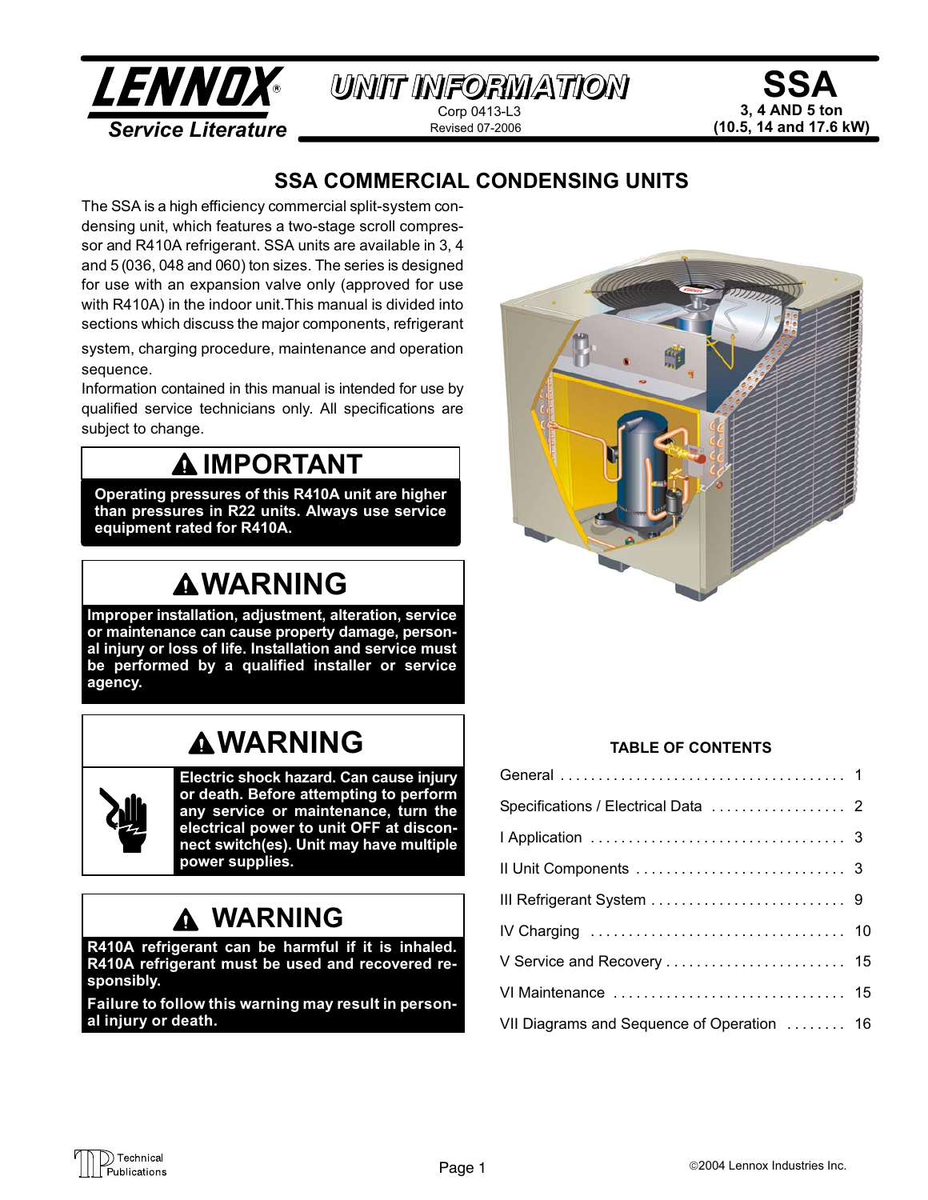**LENNOX** ® *Service Literature*

**UNIT INFORMATION**

Corp 0413-L3
Revised 07-2006

# SSA

**3, 4 AND 5 ton**
**(10.5, 14 and 17.6 kW)**

## SSA COMMERCIAL CONDENSING UNITS

The SSA is a high efficiency commercial split-system condensing unit, which features a two-stage scroll compressor and R410A refrigerant. SSA units are available in 3, 4 and 5 (036, 048 and 060) ton sizes. The series is designed for use with an expansion valve only (approved for use with R410A) in the indoor unit. This manual is divided into sections which discuss the major components, refrigerant system, charging procedure, maintenance and operation sequence.

Information contained in this manual is intended for use by qualified service technicians only. All specifications are subject to change.

### ⚠ IMPORTANT

**Operating pressures of this R410A unit are higher than pressures in R22 units. Always use service equipment rated for R410A.**

### ⚠ WARNING

**Improper installation, adjustment, alteration, service or maintenance can cause property damage, personal injury or loss of life. Installation and service must be performed by a qualified installer or service agency.**

### ⚠ WARNING

**Electric shock hazard. Can cause injury or death. Before attempting to perform any service or maintenance, turn the electrical power to unit OFF at disconnect switch(es). Unit may have multiple power supplies.**

### ⚠ WARNING

**R410A refrigerant can be harmful if it is inhaled. R410A refrigerant must be used and recovered responsibly.**

**Failure to follow this warning may result in personal injury or death.**

**TABLE OF CONTENTS**

| | |
|---|---|
| General | 1 |
| Specifications / Electrical Data | 2 |
| I Application | 3 |
| II Unit Components | 3 |
| III Refrigerant System | 9 |
| IV Charging | 10 |
| V Service and Recovery | 15 |
| VI Maintenance | 15 |
| VII Diagrams and Sequence of Operation | 16 |

©2004 Lennox Industries Inc.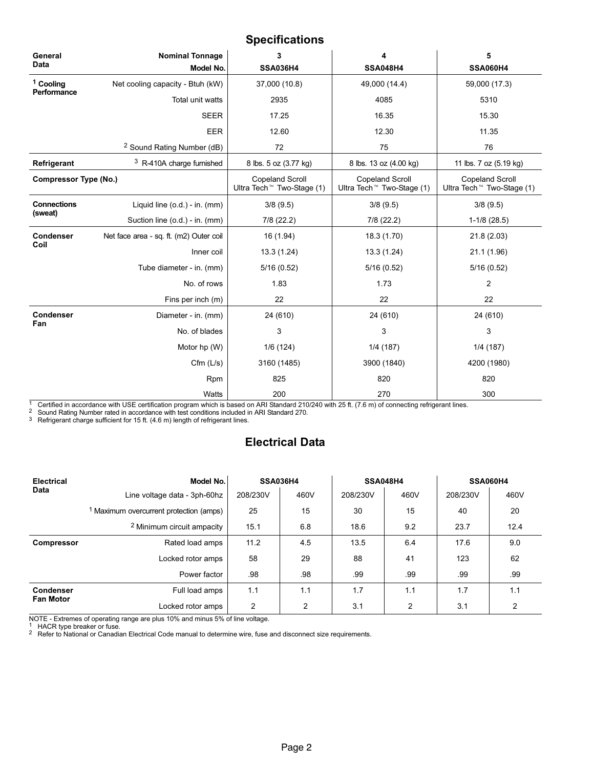## Specifications

| General Data | Nominal Tonnage | 3 | 4 | 5 |
|---|---|---|---|---|
| | Model No. | SSA036H4 | SSA048H4 | SSA060H4 |
| [1] Cooling Performance | Net cooling capacity - Btuh (kW) | 37,000 (10.8) | 49,000 (14.4) | 59,000 (17.3) |
| | Total unit watts | 2935 | 4085 | 5310 |
| | SEER | 17.25 | 16.35 | 15.30 |
| | EER | 12.60 | 12.30 | 11.35 |
| | [2] Sound Rating Number (dB) | 72 | 75 | 76 |
| Refrigerant | [3] R-410A charge furnished | 8 lbs. 5 oz (3.77 kg) | 8 lbs. 13 oz (4.00 kg) | 11 lbs. 7 oz (5.19 kg) |
| Compressor Type (No.) | | Copeland Scroll Ultra Tech™ Two-Stage (1) | Copeland Scroll Ultra Tech™ Two-Stage (1) | Copeland Scroll Ultra Tech™ Two-Stage (1) |
| Connections (sweat) | Liquid line (o.d.) - in. (mm) | 3/8 (9.5) | 3/8 (9.5) | 3/8 (9.5) |
| | Suction line (o.d.) - in. (mm) | 7/8 (22.2) | 7/8 (22.2) | 1-1/8 (28.5) |
| Condenser Coil | Net face area - sq. ft. (m2) Outer coil | 16 (1.94) | 18.3 (1.70) | 21.8 (2.03) |
| | Inner coil | 13.3 (1.24) | 13.3 (1.24) | 21.1 (1.96) |
| | Tube diameter - in. (mm) | 5/16 (0.52) | 5/16 (0.52) | 5/16 (0.52) |
| | No. of rows | 1.83 | 1.73 | 2 |
| | Fins per inch (m) | 22 | 22 | 22 |
| Condenser Fan | Diameter - in. (mm) | 24 (610) | 24 (610) | 24 (610) |
| | No. of blades | 3 | 3 | 3 |
| | Motor hp (W) | 1/6 (124) | 1/4 (187) | 1/4 (187) |
| | Cfm (L/s) | 3160 (1485) | 3900 (1840) | 4200 (1980) |
| | Rpm | 825 | 820 | 820 |
| | Watts | 200 | 270 | 300 |

[1] Certified in accordance with USE certification program which is based on ARI Standard 210/240 with 25 ft. (7.6 m) of connecting refrigerant lines.
[2] Sound Rating Number rated in accordance with test conditions included in ARI Standard 270.
[3] Refrigerant charge sufficient for 15 ft. (4.6 m) length of refrigerant lines.

## Electrical Data

| Electrical Data | Model No. | SSA036H4 | | SSA048H4 | | SSA060H4 | |
|---|---|---|---|---|---|---|---|
| | Line voltage data - 3ph-60hz | 208/230V | 460V | 208/230V | 460V | 208/230V | 460V |
| | [1] Maximum overcurrent protection (amps) | 25 | 15 | 30 | 15 | 40 | 20 |
| | [2] Minimum circuit ampacity | 15.1 | 6.8 | 18.6 | 9.2 | 23.7 | 12.4 |
| Compressor | Rated load amps | 11.2 | 4.5 | 13.5 | 6.4 | 17.6 | 9.0 |
| | Locked rotor amps | 58 | 29 | 88 | 41 | 123 | 62 |
| | Power factor | .98 | .98 | .99 | .99 | .99 | .99 |
| Condenser Fan Motor | Full load amps | 1.1 | 1.1 | 1.7 | 1.1 | 1.7 | 1.1 |
| | Locked rotor amps | 2 | 2 | 3.1 | 2 | 3.1 | 2 |

NOTE - Extremes of operating range are plus 10% and minus 5% of line voltage.
[1] HACR type breaker or fuse.
[2] Refer to National or Canadian Electrical Code manual to determine wire, fuse and disconnect size requirements.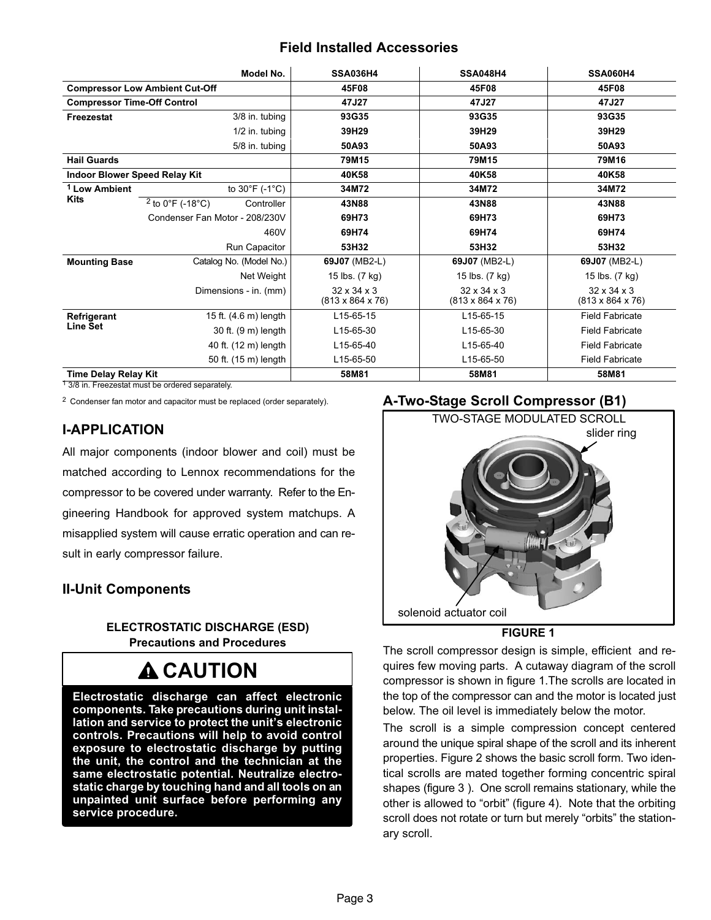## Field Installed Accessories

| | | Model No. | SSA036H4 | SSA048H4 | SSA060H4 |
|---|---|---|---|---|---|
| **Compressor Low Ambient Cut-Off** | | | **45F08** | **45F08** | **45F08** |
| **Compressor Time-Off Control** | | | **47J27** | **47J27** | **47J27** |
| **Freezestat** | | 3/8 in. tubing | **93G35** | **93G35** | **93G35** |
| | | 1/2 in. tubing | **39H29** | **39H29** | **39H29** |
| | | 5/8 in. tubing | **50A93** | **50A93** | **50A93** |
| **Hail Guards** | | | **79M15** | **79M15** | **79M16** |
| **Indoor Blower Speed Relay Kit** | | | **40K58** | **40K58** | **40K58** |
| [1] **Low Ambient Kits** | | to 30°F (-1°C) | **34M72** | **34M72** | **34M72** |
| | [2] to 0°F (-18°C) | Controller | **43N88** | **43N88** | **43N88** |
| | Condenser Fan Motor - 208/230V | | **69H73** | **69H73** | **69H73** |
| | | 460V | **69H74** | **69H74** | **69H74** |
| | | Run Capacitor | **53H32** | **53H32** | **53H32** |
| **Mounting Base** | | Catalog No. (Model No.) | **69J07** (MB2-L) | **69J07** (MB2-L) | **69J07** (MB2-L) |
| | | Net Weight | 15 lbs. (7 kg) | 15 lbs. (7 kg) | 15 lbs. (7 kg) |
| | | Dimensions - in. (mm) | 32 x 34 x 3 (813 x 864 x 76) | 32 x 34 x 3 (813 x 864 x 76) | 32 x 34 x 3 (813 x 864 x 76) |
| **Refrigerant Line Set** | | 15 ft. (4.6 m) length | L15-65-15 | L15-65-15 | Field Fabricate |
| | | 30 ft. (9 m) length | L15-65-30 | L15-65-30 | Field Fabricate |
| | | 40 ft. (12 m) length | L15-65-40 | L15-65-40 | Field Fabricate |
| | | 50 ft. (15 m) length | L15-65-50 | L15-65-50 | Field Fabricate |
| **Time Delay Relay Kit** | | | **58M81** | **58M81** | **58M81** |

[1] 3/8 in. Freezestat must be ordered separately.

[2] Condenser fan motor and capacitor must be replaced (order separately).

## I-APPLICATION

All major components (indoor blower and coil) must be matched according to Lennox recommendations for the compressor to be covered under warranty. Refer to the Engineering Handbook for approved system matchups. A misapplied system will cause erratic operation and can result in early compressor failure.

## II-Unit Components

**ELECTROSTATIC DISCHARGE (ESD)**
**Precautions and Procedures**

**⚠ CAUTION**

**Electrostatic discharge can affect electronic components. Take precautions during unit installation and service to protect the unit's electronic controls. Precautions will help to avoid control exposure to electrostatic discharge by putting the unit, the control and the technician at the same electrostatic potential. Neutralize electrostatic charge by touching hand and all tools on an unpainted unit surface before performing any service procedure.**

### A-Two-Stage Scroll Compressor (B1)

TWO-STAGE MODULATED SCROLL

slider ring

solenoid actuator coil

**FIGURE 1**

The scroll compressor design is simple, efficient and requires few moving parts. A cutaway diagram of the scroll compressor is shown in figure 1.The scrolls are located in the top of the compressor can and the motor is located just below. The oil level is immediately below the motor.

The scroll is a simple compression concept centered around the unique spiral shape of the scroll and its inherent properties. Figure 2 shows the basic scroll form. Two identical scrolls are mated together forming concentric spiral shapes (figure 3 ). One scroll remains stationary, while the other is allowed to "orbit" (figure 4). Note that the orbiting scroll does not rotate or turn but merely "orbits" the stationary scroll.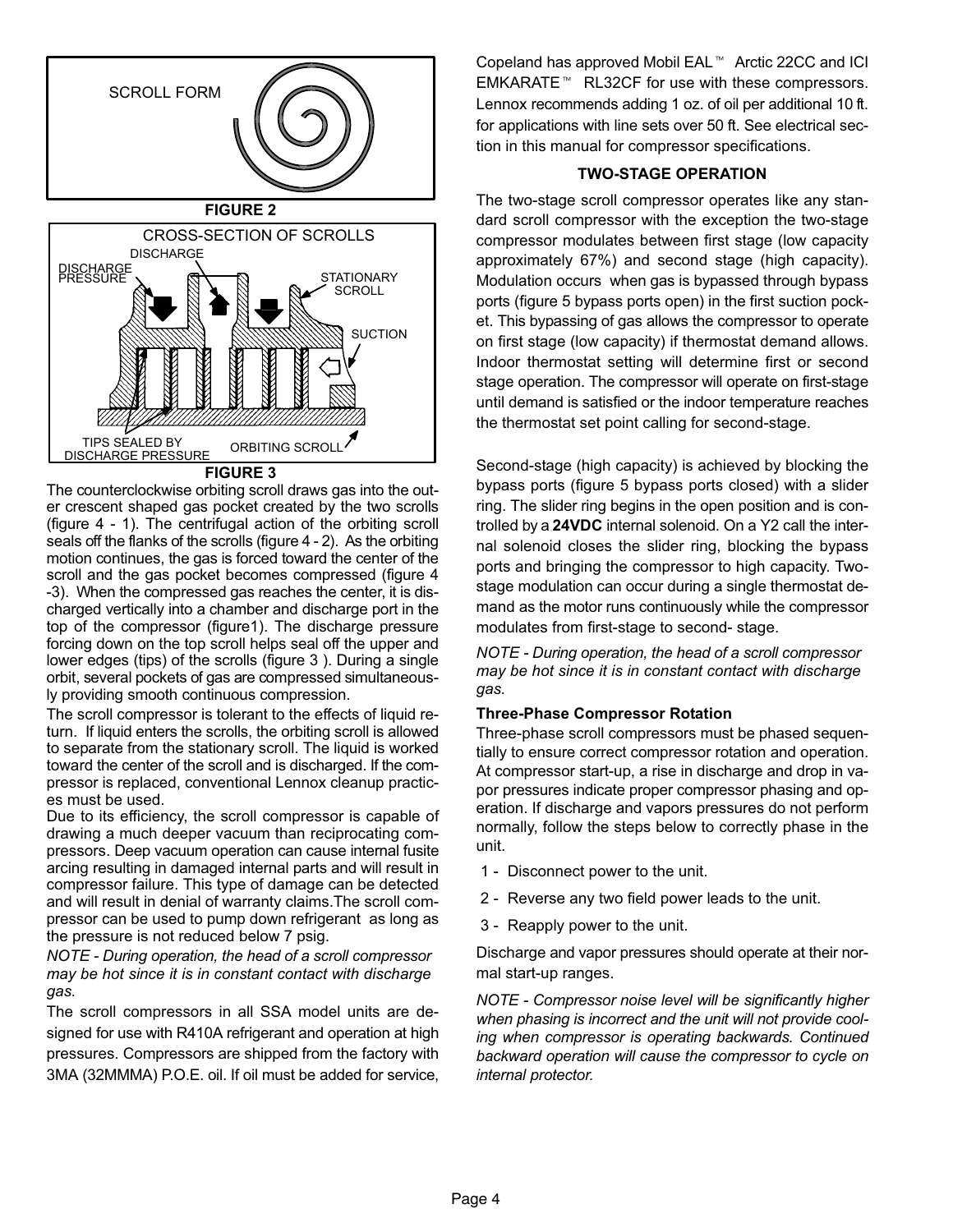SCROLL FORM

**FIGURE 2**

CROSS-SECTION OF SCROLLS

DISCHARGE PRESSURE · DISCHARGE · STATIONARY SCROLL · SUCTION · TIPS SEALED BY DISCHARGE PRESSURE · ORBITING SCROLL

**FIGURE 3**

The counterclockwise orbiting scroll draws gas into the outer crescent shaped gas pocket created by the two scrolls (figure 4 - 1). The centrifugal action of the orbiting scroll seals off the flanks of the scrolls (figure 4 - 2). As the orbiting motion continues, the gas is forced toward the center of the scroll and the gas pocket becomes compressed (figure 4 -3). When the compressed gas reaches the center, it is discharged vertically into a chamber and discharge port in the top of the compressor (figure1). The discharge pressure forcing down on the top scroll helps seal off the upper and lower edges (tips) of the scrolls (figure 3 ). During a single orbit, several pockets of gas are compressed simultaneously providing smooth continuous compression.

The scroll compressor is tolerant to the effects of liquid return. If liquid enters the scrolls, the orbiting scroll is allowed to separate from the stationary scroll. The liquid is worked toward the center of the scroll and is discharged. If the compressor is replaced, conventional Lennox cleanup practices must be used.

Due to its efficiency, the scroll compressor is capable of drawing a much deeper vacuum than reciprocating compressors. Deep vacuum operation can cause internal fusite arcing resulting in damaged internal parts and will result in compressor failure. This type of damage can be detected and will result in denial of warranty claims.The scroll compressor can be used to pump down refrigerant as long as the pressure is not reduced below 7 psig.

*NOTE - During operation, the head of a scroll compressor may be hot since it is in constant contact with discharge gas.*

The scroll compressors in all SSA model units are designed for use with R410A refrigerant and operation at high pressures. Compressors are shipped from the factory with 3MA (32MMMA) P.O.E. oil. If oil must be added for service, Copeland has approved Mobil EAL™ Arctic 22CC and ICI EMKARATE™ RL32CF for use with these compressors. Lennox recommends adding 1 oz. of oil per additional 10 ft. for applications with line sets over 50 ft. See electrical section in this manual for compressor specifications.

## TWO-STAGE OPERATION

The two-stage scroll compressor operates like any standard scroll compressor with the exception the two-stage compressor modulates between first stage (low capacity approximately 67%) and second stage (high capacity). Modulation occurs when gas is bypassed through bypass ports (figure 5 bypass ports open) in the first suction pocket. This bypassing of gas allows the compressor to operate on first stage (low capacity) if thermostat demand allows. Indoor thermostat setting will determine first or second stage operation. The compressor will operate on first-stage until demand is satisfied or the indoor temperature reaches the thermostat set point calling for second-stage.

Second-stage (high capacity) is achieved by blocking the bypass ports (figure 5 bypass ports closed) with a slider ring. The slider ring begins in the open position and is controlled by a **24VDC** internal solenoid. On a Y2 call the internal solenoid closes the slider ring, blocking the bypass ports and bringing the compressor to high capacity. Two-stage modulation can occur during a single thermostat demand as the motor runs continuously while the compressor modulates from first-stage to second- stage.

*NOTE - During operation, the head of a scroll compressor may be hot since it is in constant contact with discharge gas.*

### Three-Phase Compressor Rotation

Three-phase scroll compressors must be phased sequentially to ensure correct compressor rotation and operation. At compressor start-up, a rise in discharge and drop in vapor pressures indicate proper compressor phasing and operation. If discharge and vapors pressures do not perform normally, follow the steps below to correctly phase in the unit.

1 - Disconnect power to the unit.

2 - Reverse any two field power leads to the unit.

3 - Reapply power to the unit.

Discharge and vapor pressures should operate at their normal start-up ranges.

*NOTE - Compressor noise level will be significantly higher when phasing is incorrect and the unit will not provide cooling when compressor is operating backwards. Continued backward operation will cause the compressor to cycle on internal protector.*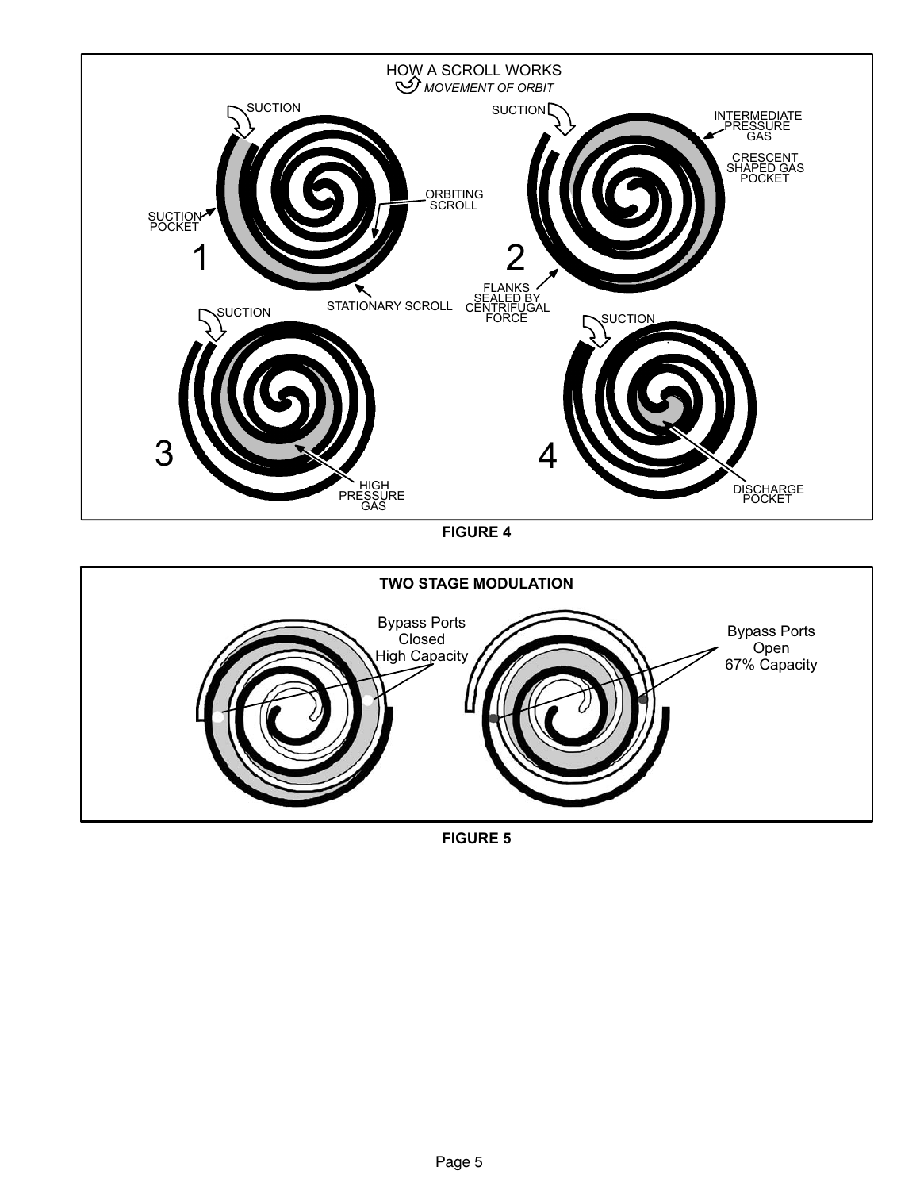HOW A SCROLL WORKS

*MOVEMENT OF ORBIT*

SUCTION

SUCTION POCKET

ORBITING SCROLL

STATIONARY SCROLL

1

SUCTION

INTERMEDIATE PRESSURE GAS

CRESCENT SHAPED GAS POCKET

FLANKS SEALED BY CENTRIFUGAL FORCE

2

SUCTION

HIGH PRESSURE GAS

3

SUCTION

DISCHARGE POCKET

4

**FIGURE 4**

**TWO STAGE MODULATION**

Bypass Ports Closed High Capacity

Bypass Ports Open 67% Capacity

**FIGURE 5**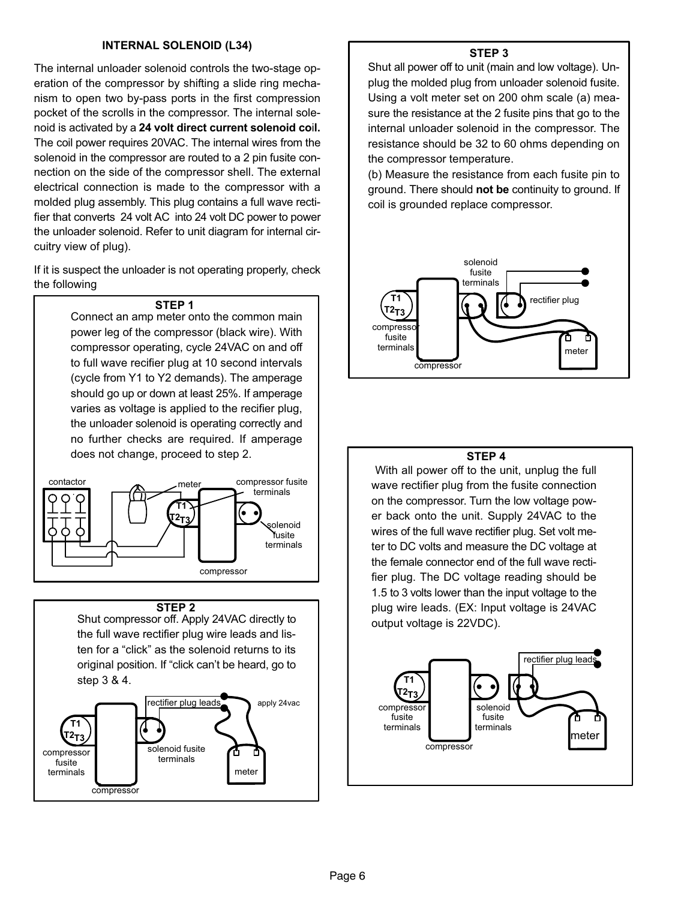### INTERNAL SOLENOID (L34)

The internal unloader solenoid controls the two-stage operation of the compressor by shifting a slide ring mechanism to open two by-pass ports in the first compression pocket of the scrolls in the compressor. The internal solenoid is activated by a **24 volt direct current solenoid coil.** The coil power requires 20VAC. The internal wires from the solenoid in the compressor are routed to a 2 pin fusite connection on the side of the compressor shell. The external electrical connection is made to the compressor with a molded plug assembly. This plug contains a full wave rectifier that converts 24 volt AC into 24 volt DC power to power the unloader solenoid. Refer to unit diagram for internal circuitry view of plug).

If it is suspect the unloader is not operating properly, check the following

**STEP 1**

Connect an amp meter onto the common main power leg of the compressor (black wire). With compressor operating, cycle 24VAC on and off to full wave recifier plug at 10 second intervals (cycle from Y1 to Y2 demands). The amperage should go up or down at least 25%. If amperage varies as voltage is applied to the recifier plug, the unloader solenoid is operating correctly and no further checks are required. If amperage does not change, proceed to step 2.

contactor — meter — compressor fusite terminals — T1 T2 T3 — solenoid fusite terminals — compressor

**STEP 2**

Shut compressor off. Apply 24VAC directly to the full wave rectifier plug wire leads and listen for a "click" as the solenoid returns to its original position. If "click can't be heard, go to step 3 & 4.

rectifier plug leads — apply 24vac — T1 T2 T3 — compressor fusite terminals — solenoid fusite terminals — meter — compressor

**STEP 3**

Shut all power off to unit (main and low voltage). Unplug the molded plug from unloader solenoid fusite. Using a volt meter set on 200 ohm scale (a) measure the resistance at the 2 fusite pins that go to the internal unloader solenoid in the compressor. The resistance should be 32 to 60 ohms depending on the compressor temperature.

(b) Measure the resistance from each fusite pin to ground. There should **not be** continuity to ground. If coil is grounded replace compressor.

solenoid fusite terminals — T1 T2 T3 — rectifier plug — compressor fusite terminals — meter — compressor

**STEP 4**

With all power off to the unit, unplug the full wave rectifier plug from the fusite connection on the compressor. Turn the low voltage power back onto the unit. Supply 24VAC to the wires of the full wave rectifier plug. Set volt meter to DC volts and measure the DC voltage at the female connector end of the full wave rectifier plug. The DC voltage reading should be 1.5 to 3 volts lower than the input voltage to the plug wire leads. (EX: Input voltage is 24VAC output voltage is 22VDC).

rectifier plug leads — T1 T2 T3 — compressor fusite terminals — solenoid fusite terminals — meter — compressor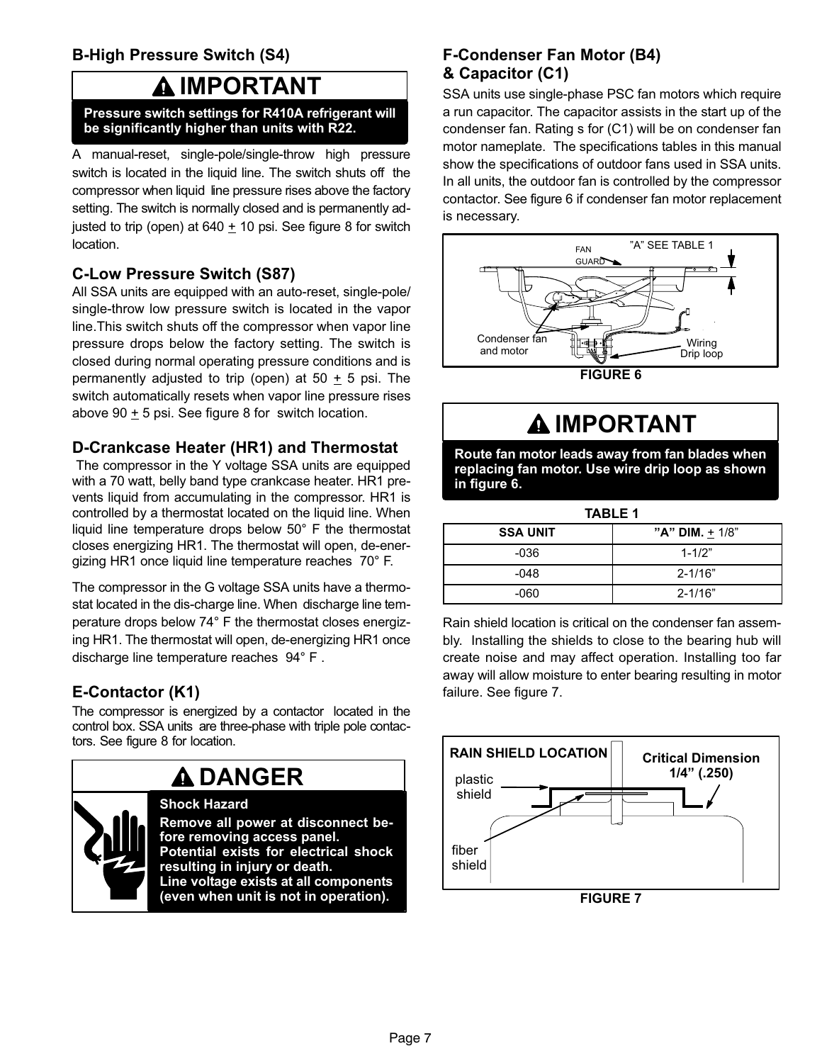## B-High Pressure Switch (S4)

**⚠ IMPORTANT**

**Pressure switch settings for R410A refrigerant will be significantly higher than units with R22.**

A manual-reset, single-pole/single-throw high pressure switch is located in the liquid line. The switch shuts off the compressor when liquid line pressure rises above the factory setting. The switch is normally closed and is permanently adjusted to trip (open) at 640 ± 10 psi. See figure 8 for switch location.

## C-Low Pressure Switch (S87)

All SSA units are equipped with an auto-reset, single-pole/single-throw low pressure switch is located in the vapor line.This switch shuts off the compressor when vapor line pressure drops below the factory setting. The switch is closed during normal operating pressure conditions and is permanently adjusted to trip (open) at 50 ± 5 psi. The switch automatically resets when vapor line pressure rises above 90 ± 5 psi. See figure 8 for switch location.

## D-Crankcase Heater (HR1) and Thermostat

The compressor in the Y voltage SSA units are equipped with a 70 watt, belly band type crankcase heater. HR1 prevents liquid from accumulating in the compressor. HR1 is controlled by a thermostat located on the liquid line. When liquid line temperature drops below 50° F the thermostat closes energizing HR1. The thermostat will open, de-energizing HR1 once liquid line temperature reaches 70° F.

The compressor in the G voltage SSA units have a thermostat located in the dis-charge line. When discharge line temperature drops below 74° F the thermostat closes energizing HR1. The thermostat will open, de-energizing HR1 once discharge line temperature reaches 94° F .

## E-Contactor (K1)

The compressor is energized by a contactor located in the control box. SSA units are three-phase with triple pole contactors. See figure 8 for location.

**⚠ DANGER**

**Shock Hazard**

**Remove all power at disconnect before removing access panel. Potential exists for electrical shock resulting in injury or death. Line voltage exists at all components (even when unit is not in operation).**

## F-Condenser Fan Motor (B4) & Capacitor (C1)

SSA units use single-phase PSC fan motors which require a run capacitor. The capacitor assists in the start up of the condenser fan. Rating s for (C1) will be on condenser fan motor nameplate. The specifications tables in this manual show the specifications of outdoor fans used in SSA units. In all units, the outdoor fan is controlled by the compressor contactor. See figure 6 if condenser fan motor replacement is necessary.

FAN GUARD

"A" SEE TABLE 1

Condenser fan and motor

Wiring Drip loop

FIGURE 6

**⚠ IMPORTANT**

**Route fan motor leads away from fan blades when replacing fan motor. Use wire drip loop as shown in figure 6.**

TABLE 1

| SSA UNIT | "A" DIM. ± 1/8" |
|---|---|
| -036 | 1-1/2" |
| -048 | 2-1/16" |
| -060 | 2-1/16" |

Rain shield location is critical on the condenser fan assembly. Installing the shields to close to the bearing hub will create noise and may affect operation. Installing too far away will allow moisture to enter bearing resulting in motor failure. See figure 7.

RAIN SHIELD LOCATION

Critical Dimension 1/4" (.250)

plastic shield

fiber shield

FIGURE 7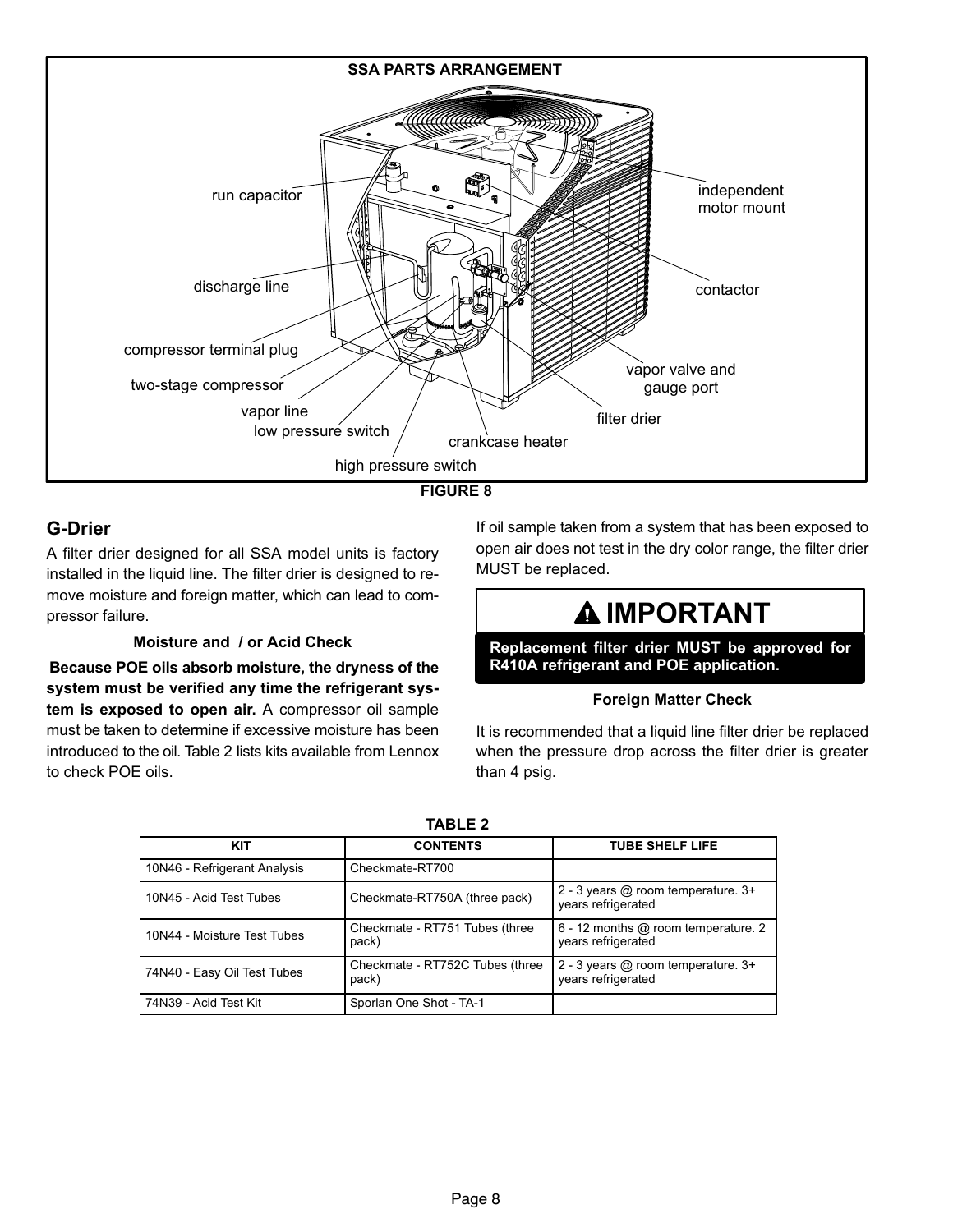**SSA PARTS ARRANGEMENT**

run capacitor

discharge line

compressor terminal plug

two-stage compressor

vapor line

low pressure switch

high pressure switch

crankcase heater

filter drier

vapor valve and gauge port

contactor

independent motor mount

**FIGURE 8**

## G-Drier

A filter drier designed for all SSA model units is factory installed in the liquid line. The filter drier is designed to remove moisture and foreign matter, which can lead to compressor failure.

### Moisture and / or Acid Check

**Because POE oils absorb moisture, the dryness of the system must be verified any time the refrigerant system is exposed to open air.** A compressor oil sample must be taken to determine if excessive moisture has been introduced to the oil. Table 2 lists kits available from Lennox to check POE oils.

If oil sample taken from a system that has been exposed to open air does not test in the dry color range, the filter drier MUST be replaced.

> **IMPORTANT**
>
> **Replacement filter drier MUST be approved for R410A refrigerant and POE application.**

### Foreign Matter Check

It is recommended that a liquid line filter drier be replaced when the pressure drop across the filter drier is greater than 4 psig.

**TABLE 2**

| KIT | CONTENTS | TUBE SHELF LIFE |
|---|---|---|
| 10N46 - Refrigerant Analysis | Checkmate-RT700 | |
| 10N45 - Acid Test Tubes | Checkmate-RT750A (three pack) | 2 - 3 years @ room temperature. 3+ years refrigerated |
| 10N44 - Moisture Test Tubes | Checkmate - RT751 Tubes (three pack) | 6 - 12 months @ room temperature. 2 years refrigerated |
| 74N40 - Easy Oil Test Tubes | Checkmate - RT752C Tubes (three pack) | 2 - 3 years @ room temperature. 3+ years refrigerated |
| 74N39 - Acid Test Kit | Sporlan One Shot - TA-1 | |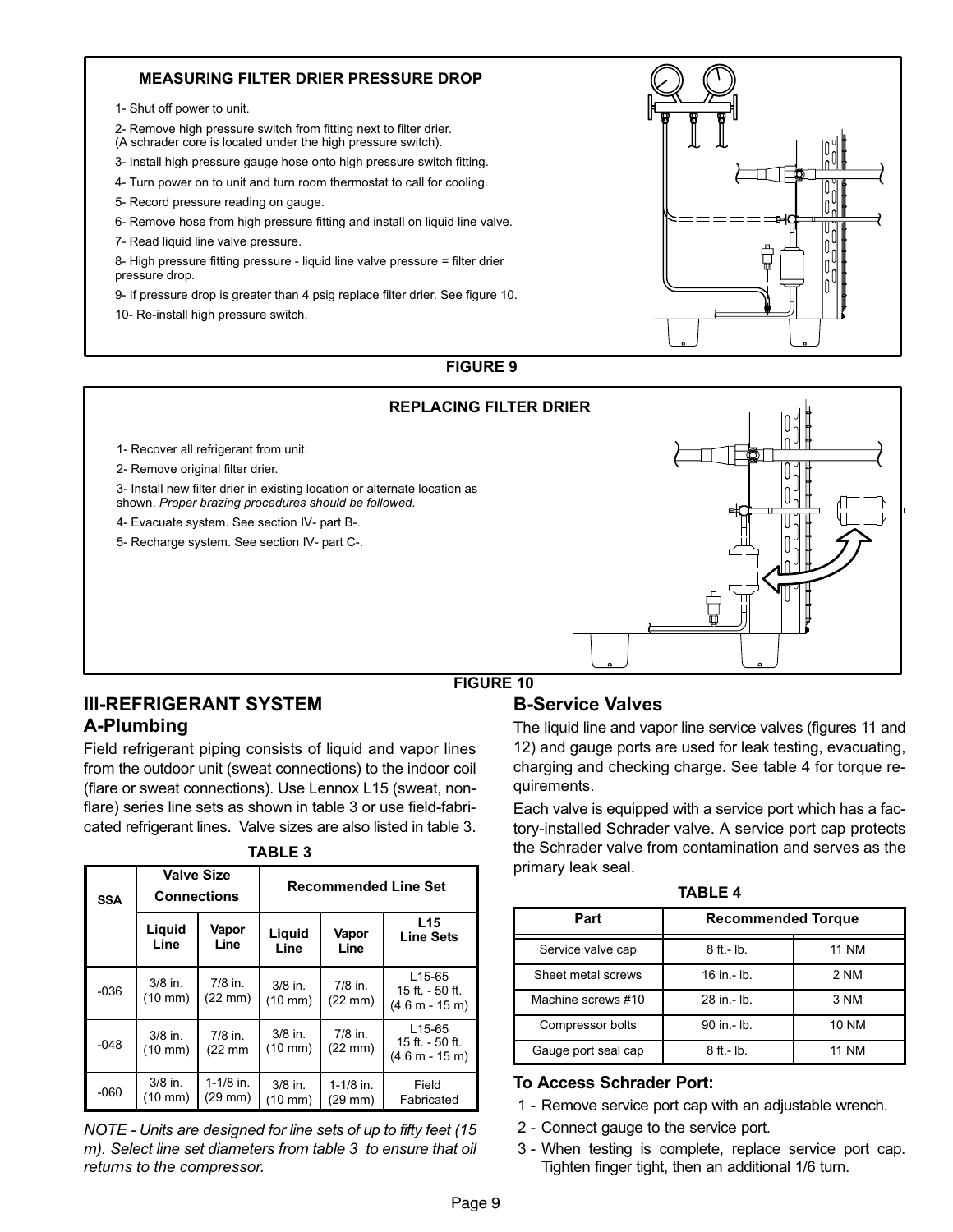### MEASURING FILTER DRIER PRESSURE DROP

1- Shut off power to unit.

2- Remove high pressure switch from fitting next to filter drier. (A schrader core is located under the high pressure switch).

3- Install high pressure gauge hose onto high pressure switch fitting.

4- Turn power on to unit and turn room thermostat to call for cooling.

5- Record pressure reading on gauge.

6- Remove hose from high pressure fitting and install on liquid line valve.

7- Read liquid line valve pressure.

8- High pressure fitting pressure - liquid line valve pressure = filter drier pressure drop.

9- If pressure drop is greater than 4 psig replace filter drier. See figure 10.

10- Re-install high pressure switch.

**FIGURE 9**

### REPLACING FILTER DRIER

1- Recover all refrigerant from unit.

2- Remove original filter drier.

3- Install new filter drier in existing location or alternate location as shown. *Proper brazing procedures should be followed.*

4- Evacuate system. See section IV- part B-.

5- Recharge system. See section IV- part C-.

**FIGURE 10**

## III-REFRIGERANT SYSTEM

### A-Plumbing

Field refrigerant piping consists of liquid and vapor lines from the outdoor unit (sweat connections) to the indoor coil (flare or sweat connections). Use Lennox L15 (sweat, non-flare) series line sets as shown in table 3 or use field-fabricated refrigerant lines. Valve sizes are also listed in table 3.

**TABLE 3**

| SSA | Valve Size Connections | | Recommended Line Set | | |
|---|---|---|---|---|---|
| | Liquid Line | Vapor Line | Liquid Line | Vapor Line | L15 Line Sets |
| -036 | 3/8 in. (10 mm) | 7/8 in. (22 mm) | 3/8 in. (10 mm) | 7/8 in. (22 mm) | L15-65 15 ft. - 50 ft. (4.6 m - 15 m) |
| -048 | 3/8 in. (10 mm) | 7/8 in. (22 mm | 3/8 in. (10 mm) | 7/8 in. (22 mm) | L15-65 15 ft. - 50 ft. (4.6 m - 15 m) |
| -060 | 3/8 in. (10 mm) | 1-1/8 in. (29 mm) | 3/8 in. (10 mm) | 1-1/8 in. (29 mm) | Field Fabricated |

*NOTE - Units are designed for line sets of up to fifty feet (15 m). Select line set diameters from table 3 to ensure that oil returns to the compressor.*

### B-Service Valves

The liquid line and vapor line service valves (figures 11 and 12) and gauge ports are used for leak testing, evacuating, charging and checking charge. See table 4 for torque requirements.

Each valve is equipped with a service port which has a factory-installed Schrader valve. A service port cap protects the Schrader valve from contamination and serves as the primary leak seal.

**TABLE 4**

| Part | Recommended Torque | |
|---|---|---|
| Service valve cap | 8 ft.- lb. | 11 NM |
| Sheet metal screws | 16 in.- lb. | 2 NM |
| Machine screws #10 | 28 in.- lb. | 3 NM |
| Compressor bolts | 90 in.- lb. | 10 NM |
| Gauge port seal cap | 8 ft.- lb. | 11 NM |

#### To Access Schrader Port:

1 - Remove service port cap with an adjustable wrench.

2 - Connect gauge to the service port.

3 - When testing is complete, replace service port cap. Tighten finger tight, then an additional 1/6 turn.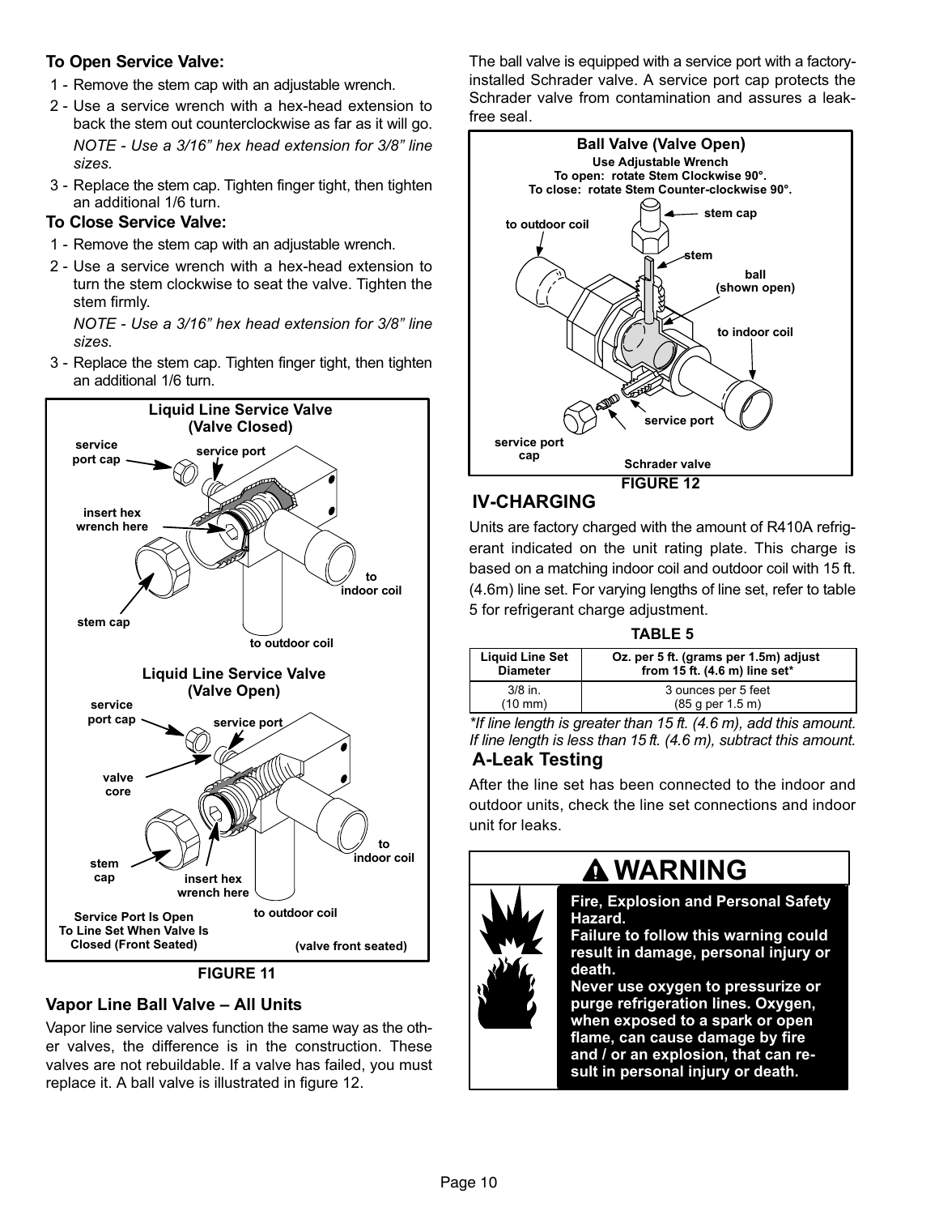**To Open Service Valve:**

1 - Remove the stem cap with an adjustable wrench.

2 - Use a service wrench with a hex-head extension to back the stem out counterclockwise as far as it will go.

*NOTE - Use a 3/16" hex head extension for 3/8" line sizes.*

3 - Replace the stem cap. Tighten finger tight, then tighten an additional 1/6 turn.

**To Close Service Valve:**

1 - Remove the stem cap with an adjustable wrench.

2 - Use a service wrench with a hex-head extension to turn the stem clockwise to seat the valve. Tighten the stem firmly.

*NOTE - Use a 3/16" hex head extension for 3/8" line sizes.*

3 - Replace the stem cap. Tighten finger tight, then tighten an additional 1/6 turn.

Liquid Line Service Valve (Valve Closed)

service port cap, service port, insert hex wrench here, stem cap, to indoor coil, to outdoor coil

Liquid Line Service Valve (Valve Open)

service port cap, service port, valve core, stem cap, insert hex wrench here, to indoor coil, to outdoor coil

Service Port Is Open To Line Set When Valve Is Closed (Front Seated)

(valve front seated)

**FIGURE 11**

### Vapor Line Ball Valve – All Units

Vapor line service valves function the same way as the other valves, the difference is in the construction. These valves are not rebuildable. If a valve has failed, you must replace it. A ball valve is illustrated in figure 12.

The ball valve is equipped with a service port with a factory-installed Schrader valve. A service port cap protects the Schrader valve from contamination and assures a leak-free seal.

Ball Valve (Valve Open)

Use Adjustable Wrench
To open: rotate Stem Clockwise 90°.
To close: rotate Stem Counter-clockwise 90°.

to outdoor coil, stem cap, stem, ball (shown open), to indoor coil, service port, service port cap, Schrader valve

**FIGURE 12**

## IV-CHARGING

Units are factory charged with the amount of R410A refrigerant indicated on the unit rating plate. This charge is based on a matching indoor coil and outdoor coil with 15 ft. (4.6m) line set. For varying lengths of line set, refer to table 5 for refrigerant charge adjustment.

**TABLE 5**

| Liquid Line Set Diameter | Oz. per 5 ft. (grams per 1.5m) adjust from 15 ft. (4.6 m) line set* |
|---|---|
| 3/8 in. (10 mm) | 3 ounces per 5 feet (85 g per 1.5 m) |

*\*If line length is greater than 15 ft. (4.6 m), add this amount. If line length is less than 15 ft. (4.6 m), subtract this amount.*

### A-Leak Testing

After the line set has been connected to the indoor and outdoor units, check the line set connections and indoor unit for leaks.

**WARNING**

**Fire, Explosion and Personal Safety Hazard.**
**Failure to follow this warning could result in damage, personal injury or death.**
**Never use oxygen to pressurize or purge refrigeration lines. Oxygen, when exposed to a spark or open flame, can cause damage by fire and / or an explosion, that can result in personal injury or death.**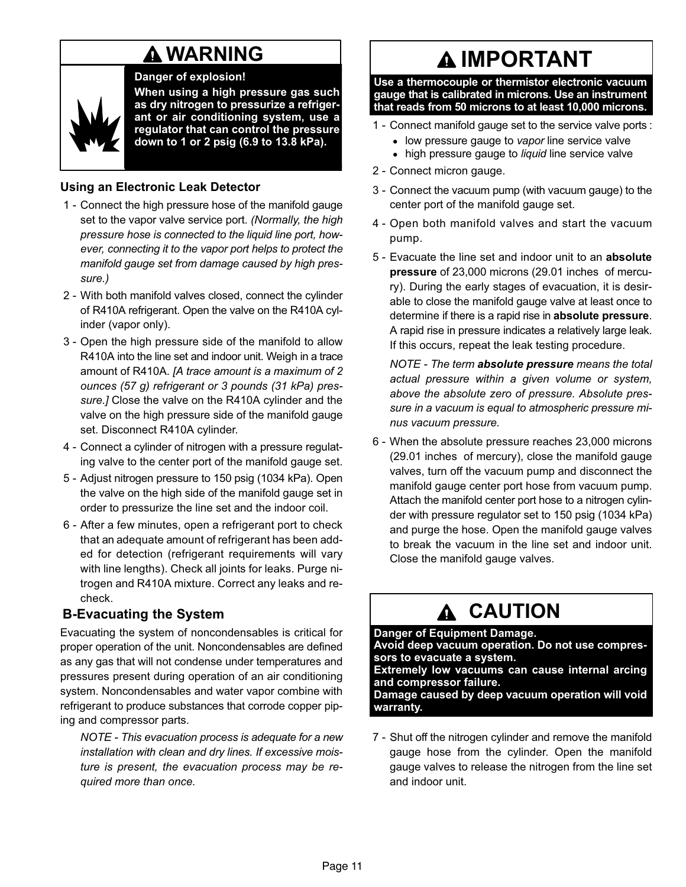## ⚠ WARNING

**Danger of explosion!**

**When using a high pressure gas such as dry nitrogen to pressurize a refrigerant or air conditioning system, use a regulator that can control the pressure down to 1 or 2 psig (6.9 to 13.8 kPa).**

### Using an Electronic Leak Detector

1 - Connect the high pressure hose of the manifold gauge set to the vapor valve service port. *(Normally, the high pressure hose is connected to the liquid line port, however, connecting it to the vapor port helps to protect the manifold gauge set from damage caused by high pressure.)*

2 - With both manifold valves closed, connect the cylinder of R410A refrigerant. Open the valve on the R410A cylinder (vapor only).

3 - Open the high pressure side of the manifold to allow R410A into the line set and indoor unit. Weigh in a trace amount of R410A. *[A trace amount is a maximum of 2 ounces (57 g) refrigerant or 3 pounds (31 kPa) pressure.]* Close the valve on the R410A cylinder and the valve on the high pressure side of the manifold gauge set. Disconnect R410A cylinder.

4 - Connect a cylinder of nitrogen with a pressure regulating valve to the center port of the manifold gauge set.

5 - Adjust nitrogen pressure to 150 psig (1034 kPa). Open the valve on the high side of the manifold gauge set in order to pressurize the line set and the indoor coil.

6 - After a few minutes, open a refrigerant port to check that an adequate amount of refrigerant has been added for detection (refrigerant requirements will vary with line lengths). Check all joints for leaks. Purge nitrogen and R410A mixture. Correct any leaks and recheck.

## B-Evacuating the System

Evacuating the system of noncondensables is critical for proper operation of the unit. Noncondensables are defined as any gas that will not condense under temperatures and pressures present during operation of an air conditioning system. Noncondensables and water vapor combine with refrigerant to produce substances that corrode copper piping and compressor parts.

*NOTE - This evacuation process is adequate for a new installation with clean and dry lines. If excessive moisture is present, the evacuation process may be required more than once.*

## ⚠ IMPORTANT

**Use a thermocouple or thermistor electronic vacuum gauge that is calibrated in microns. Use an instrument that reads from 50 microns to at least 10,000 microns.**

1 - Connect manifold gauge set to the service valve ports :
- low pressure gauge to *vapor* line service valve
- high pressure gauge to *liquid* line service valve

2 - Connect micron gauge.

3 - Connect the vacuum pump (with vacuum gauge) to the center port of the manifold gauge set.

4 - Open both manifold valves and start the vacuum pump.

5 - Evacuate the line set and indoor unit to an **absolute pressure** of 23,000 microns (29.01 inches of mercury). During the early stages of evacuation, it is desirable to close the manifold gauge valve at least once to determine if there is a rapid rise in **absolute pressure**. A rapid rise in pressure indicates a relatively large leak. If this occurs, repeat the leak testing procedure.

*NOTE - The term **absolute pressure** means the total actual pressure within a given volume or system, above the absolute zero of pressure. Absolute pressure in a vacuum is equal to atmospheric pressure minus vacuum pressure.*

6 - When the absolute pressure reaches 23,000 microns (29.01 inches of mercury), close the manifold gauge valves, turn off the vacuum pump and disconnect the manifold gauge center port hose from vacuum pump. Attach the manifold center port hose to a nitrogen cylinder with pressure regulator set to 150 psig (1034 kPa) and purge the hose. Open the manifold gauge valves to break the vacuum in the line set and indoor unit. Close the manifold gauge valves.

## ⚠ CAUTION

**Danger of Equipment Damage.**
**Avoid deep vacuum operation. Do not use compressors to evacuate a system.**
**Extremely low vacuums can cause internal arcing and compressor failure.**
**Damage caused by deep vacuum operation will void warranty.**

7 - Shut off the nitrogen cylinder and remove the manifold gauge hose from the cylinder. Open the manifold gauge valves to release the nitrogen from the line set and indoor unit.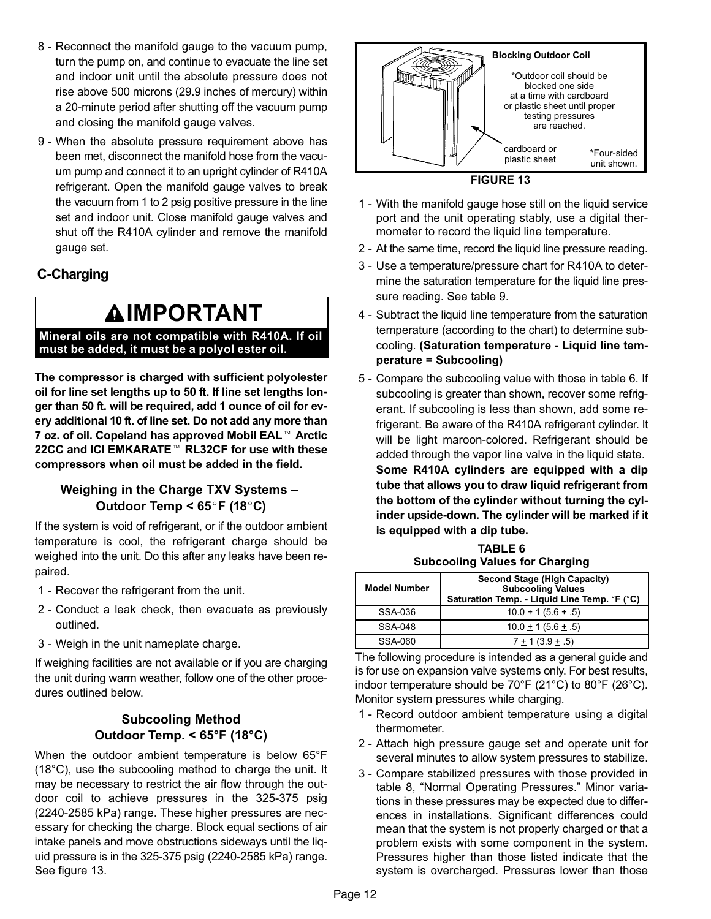8 - Reconnect the manifold gauge to the vacuum pump, turn the pump on, and continue to evacuate the line set and indoor unit until the absolute pressure does not rise above 500 microns (29.9 inches of mercury) within a 20-minute period after shutting off the vacuum pump and closing the manifold gauge valves.

9 - When the absolute pressure requirement above has been met, disconnect the manifold hose from the vacuum pump and connect it to an upright cylinder of R410A refrigerant. Open the manifold gauge valves to break the vacuum from 1 to 2 psig positive pressure in the line set and indoor unit. Close manifold gauge valves and shut off the R410A cylinder and remove the manifold gauge set.

## C-Charging

> **IMPORTANT**
>
> **Mineral oils are not compatible with R410A. If oil must be added, it must be a polyol ester oil.**

**The compressor is charged with sufficient polyolester oil for line set lengths up to 50 ft. If line set lengths longer than 50 ft. will be required, add 1 ounce of oil for every additional 10 ft. of line set. Do not add any more than 7 oz. of oil. Copeland has approved Mobil EAL™ Arctic 22CC and ICI EMKARATE™ RL32CF for use with these compressors when oil must be added in the field.**

### Weighing in the Charge TXV Systems – Outdoor Temp < 65°F (18°C)

If the system is void of refrigerant, or if the outdoor ambient temperature is cool, the refrigerant charge should be weighed into the unit. Do this after any leaks have been repaired.

1 - Recover the refrigerant from the unit.

2 - Conduct a leak check, then evacuate as previously outlined.

3 - Weigh in the unit nameplate charge.

If weighing facilities are not available or if you are charging the unit during warm weather, follow one of the other procedures outlined below.

### Subcooling Method Outdoor Temp. < 65°F (18°C)

When the outdoor ambient temperature is below 65°F (18°C), use the subcooling method to charge the unit. It may be necessary to restrict the air flow through the outdoor coil to achieve pressures in the 325-375 psig (2240-2585 kPa) range. These higher pressures are necessary for checking the charge. Block equal sections of air intake panels and move obstructions sideways until the liquid pressure is in the 325-375 psig (2240-2585 kPa) range. See figure 13.

Blocking Outdoor Coil

*Outdoor coil should be blocked one side at a time with cardboard or plastic sheet until proper testing pressures are reached.

cardboard or plastic sheet

*Four-sided unit shown.

**FIGURE 13**

1 - With the manifold gauge hose still on the liquid service port and the unit operating stably, use a digital thermometer to record the liquid line temperature.

2 - At the same time, record the liquid line pressure reading.

3 - Use a temperature/pressure chart for R410A to determine the saturation temperature for the liquid line pressure reading. See table 9.

4 - Subtract the liquid line temperature from the saturation temperature (according to the chart) to determine subcooling. **(Saturation temperature - Liquid line temperature = Subcooling)**

5 - Compare the subcooling value with those in table 6. If subcooling is greater than shown, recover some refrigerant. If subcooling is less than shown, add some refrigerant. Be aware of the R410A refrigerant cylinder. It will be light maroon-colored. Refrigerant should be added through the vapor line valve in the liquid state. **Some R410A cylinders are equipped with a dip tube that allows you to draw liquid refrigerant from the bottom of the cylinder without turning the cylinder upside-down. The cylinder will be marked if it is equipped with a dip tube.**

**TABLE 6**
**Subcooling Values for Charging**

| Model Number | Second Stage (High Capacity) Subcooling Values Saturation Temp. - Liquid Line Temp. °F (°C) |
|---|---|
| SSA-036 | 10.0 ± 1 (5.6 ± .5) |
| SSA-048 | 10.0 ± 1 (5.6 ± .5) |
| SSA-060 | 7 ± 1 (3.9 ± .5) |

The following procedure is intended as a general guide and is for use on expansion valve systems only. For best results, indoor temperature should be 70°F (21°C) to 80°F (26°C). Monitor system pressures while charging.

1 - Record outdoor ambient temperature using a digital thermometer.

2 - Attach high pressure gauge set and operate unit for several minutes to allow system pressures to stabilize.

3 - Compare stabilized pressures with those provided in table 8, “Normal Operating Pressures.” Minor variations in these pressures may be expected due to differences in installations. Significant differences could mean that the system is not properly charged or that a problem exists with some component in the system. Pressures higher than those listed indicate that the system is overcharged. Pressures lower than those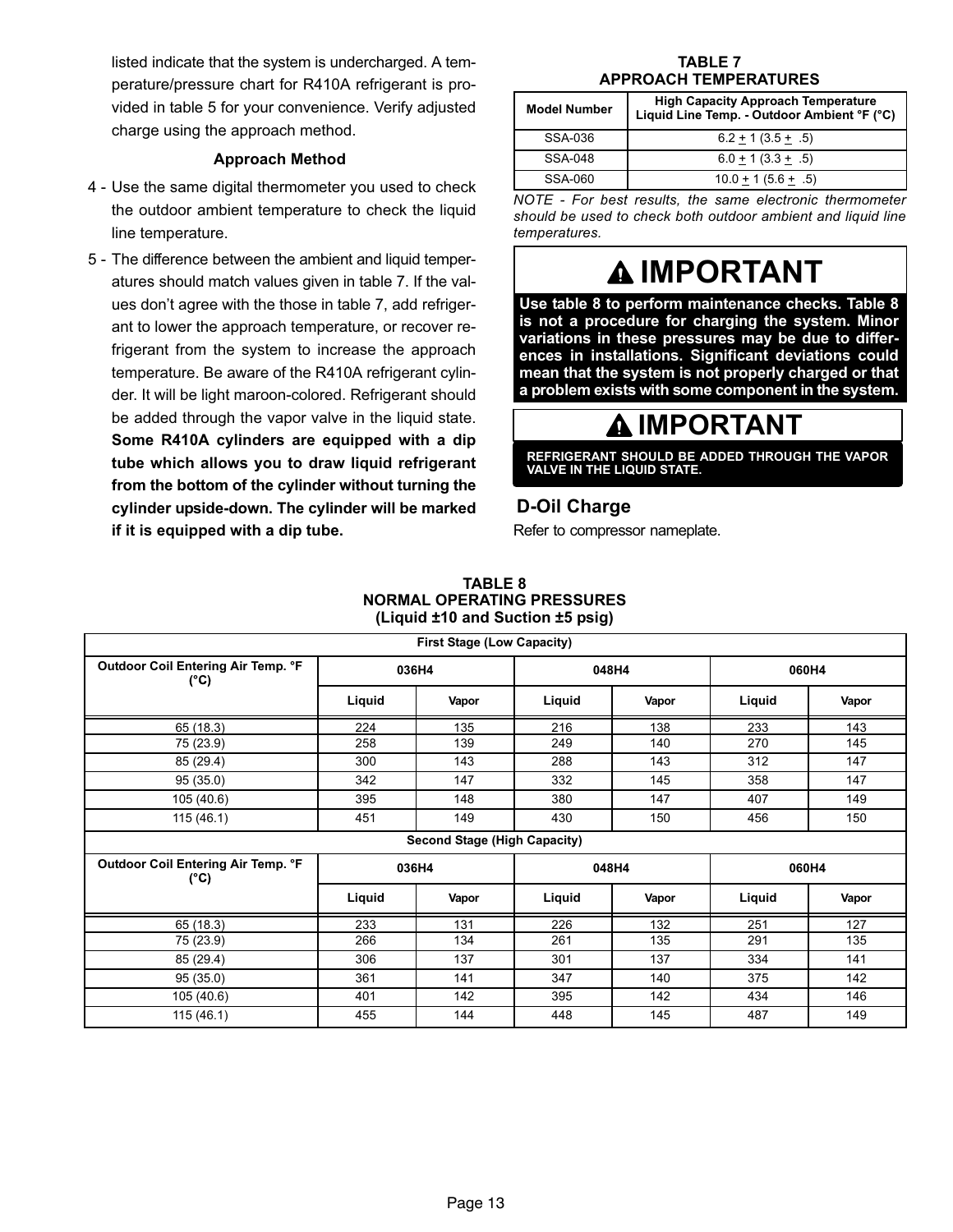listed indicate that the system is undercharged. A temperature/pressure chart for R410A refrigerant is provided in table 5 for your convenience. Verify adjusted charge using the approach method.

**Approach Method**

4 - Use the same digital thermometer you used to check the outdoor ambient temperature to check the liquid line temperature.

5 - The difference between the ambient and liquid temperatures should match values given in table 7. If the values don't agree with the those in table 7, add refrigerant to lower the approach temperature, or recover refrigerant from the system to increase the approach temperature. Be aware of the R410A refrigerant cylinder. It will be light maroon-colored. Refrigerant should be added through the vapor valve in the liquid state. **Some R410A cylinders are equipped with a dip tube which allows you to draw liquid refrigerant from the bottom of the cylinder without turning the cylinder upside-down. The cylinder will be marked if it is equipped with a dip tube.**

**TABLE 7**
**APPROACH TEMPERATURES**

| Model Number | High Capacity Approach Temperature Liquid Line Temp. - Outdoor Ambient °F (°C) |
|---|---|
| SSA-036 | 6.2 ± 1 (3.5 ± .5) |
| SSA-048 | 6.0 ± 1 (3.3 ± .5) |
| SSA-060 | 10.0 ± 1 (5.6 ± .5) |

*NOTE - For best results, the same electronic thermometer should be used to check both outdoor ambient and liquid line temperatures.*

**⚠ IMPORTANT**

**Use table 8 to perform maintenance checks. Table 8 is not a procedure for charging the system. Minor variations in these pressures may be due to differences in installations. Significant deviations could mean that the system is not properly charged or that a problem exists with some component in the system.**

**⚠ IMPORTANT**

**REFRIGERANT SHOULD BE ADDED THROUGH THE VAPOR VALVE IN THE LIQUID STATE.**

## D-Oil Charge

Refer to compressor nameplate.

**TABLE 8**
**NORMAL OPERATING PRESSURES**
**(Liquid ±10 and Suction ±5 psig)**

| Outdoor Coil Entering Air Temp. °F (°C) | 036H4 | | 048H4 | | 060H4 | |
|---|---|---|---|---|---|---|
| | Liquid | Vapor | Liquid | Vapor | Liquid | Vapor |
| **First Stage (Low Capacity)** | | | | | | |
| 65 (18.3) | 224 | 135 | 216 | 138 | 233 | 143 |
| 75 (23.9) | 258 | 139 | 249 | 140 | 270 | 145 |
| 85 (29.4) | 300 | 143 | 288 | 143 | 312 | 147 |
| 95 (35.0) | 342 | 147 | 332 | 145 | 358 | 147 |
| 105 (40.6) | 395 | 148 | 380 | 147 | 407 | 149 |
| 115 (46.1) | 451 | 149 | 430 | 150 | 456 | 150 |
| **Second Stage (High Capacity)** | | | | | | |
| 65 (18.3) | 233 | 131 | 226 | 132 | 251 | 127 |
| 75 (23.9) | 266 | 134 | 261 | 135 | 291 | 135 |
| 85 (29.4) | 306 | 137 | 301 | 137 | 334 | 141 |
| 95 (35.0) | 361 | 141 | 347 | 140 | 375 | 142 |
| 105 (40.6) | 401 | 142 | 395 | 142 | 434 | 146 |
| 115 (46.1) | 455 | 144 | 448 | 145 | 487 | 149 |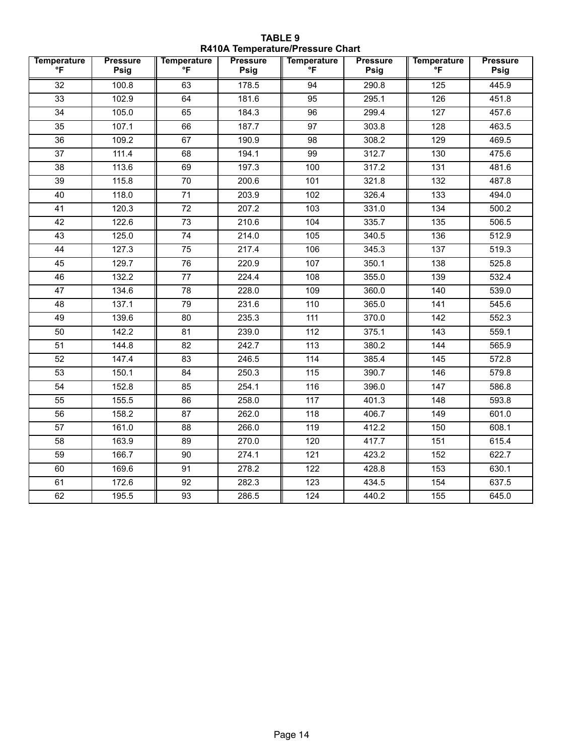**TABLE 9**
**R410A Temperature/Pressure Chart**

| Temperature °F | Pressure Psig | Temperature °F | Pressure Psig | Temperature °F | Pressure Psig | Temperature °F | Pressure Psig |
|---|---|---|---|---|---|---|---|
| 32 | 100.8 | 63 | 178.5 | 94 | 290.8 | 125 | 445.9 |
| 33 | 102.9 | 64 | 181.6 | 95 | 295.1 | 126 | 451.8 |
| 34 | 105.0 | 65 | 184.3 | 96 | 299.4 | 127 | 457.6 |
| 35 | 107.1 | 66 | 187.7 | 97 | 303.8 | 128 | 463.5 |
| 36 | 109.2 | 67 | 190.9 | 98 | 308.2 | 129 | 469.5 |
| 37 | 111.4 | 68 | 194.1 | 99 | 312.7 | 130 | 475.6 |
| 38 | 113.6 | 69 | 197.3 | 100 | 317.2 | 131 | 481.6 |
| 39 | 115.8 | 70 | 200.6 | 101 | 321.8 | 132 | 487.8 |
| 40 | 118.0 | 71 | 203.9 | 102 | 326.4 | 133 | 494.0 |
| 41 | 120.3 | 72 | 207.2 | 103 | 331.0 | 134 | 500.2 |
| 42 | 122.6 | 73 | 210.6 | 104 | 335.7 | 135 | 506.5 |
| 43 | 125.0 | 74 | 214.0 | 105 | 340.5 | 136 | 512.9 |
| 44 | 127.3 | 75 | 217.4 | 106 | 345.3 | 137 | 519.3 |
| 45 | 129.7 | 76 | 220.9 | 107 | 350.1 | 138 | 525.8 |
| 46 | 132.2 | 77 | 224.4 | 108 | 355.0 | 139 | 532.4 |
| 47 | 134.6 | 78 | 228.0 | 109 | 360.0 | 140 | 539.0 |
| 48 | 137.1 | 79 | 231.6 | 110 | 365.0 | 141 | 545.6 |
| 49 | 139.6 | 80 | 235.3 | 111 | 370.0 | 142 | 552.3 |
| 50 | 142.2 | 81 | 239.0 | 112 | 375.1 | 143 | 559.1 |
| 51 | 144.8 | 82 | 242.7 | 113 | 380.2 | 144 | 565.9 |
| 52 | 147.4 | 83 | 246.5 | 114 | 385.4 | 145 | 572.8 |
| 53 | 150.1 | 84 | 250.3 | 115 | 390.7 | 146 | 579.8 |
| 54 | 152.8 | 85 | 254.1 | 116 | 396.0 | 147 | 586.8 |
| 55 | 155.5 | 86 | 258.0 | 117 | 401.3 | 148 | 593.8 |
| 56 | 158.2 | 87 | 262.0 | 118 | 406.7 | 149 | 601.0 |
| 57 | 161.0 | 88 | 266.0 | 119 | 412.2 | 150 | 608.1 |
| 58 | 163.9 | 89 | 270.0 | 120 | 417.7 | 151 | 615.4 |
| 59 | 166.7 | 90 | 274.1 | 121 | 423.2 | 152 | 622.7 |
| 60 | 169.6 | 91 | 278.2 | 122 | 428.8 | 153 | 630.1 |
| 61 | 172.6 | 92 | 282.3 | 123 | 434.5 | 154 | 637.5 |
| 62 | 195.5 | 93 | 286.5 | 124 | 440.2 | 155 | 645.0 |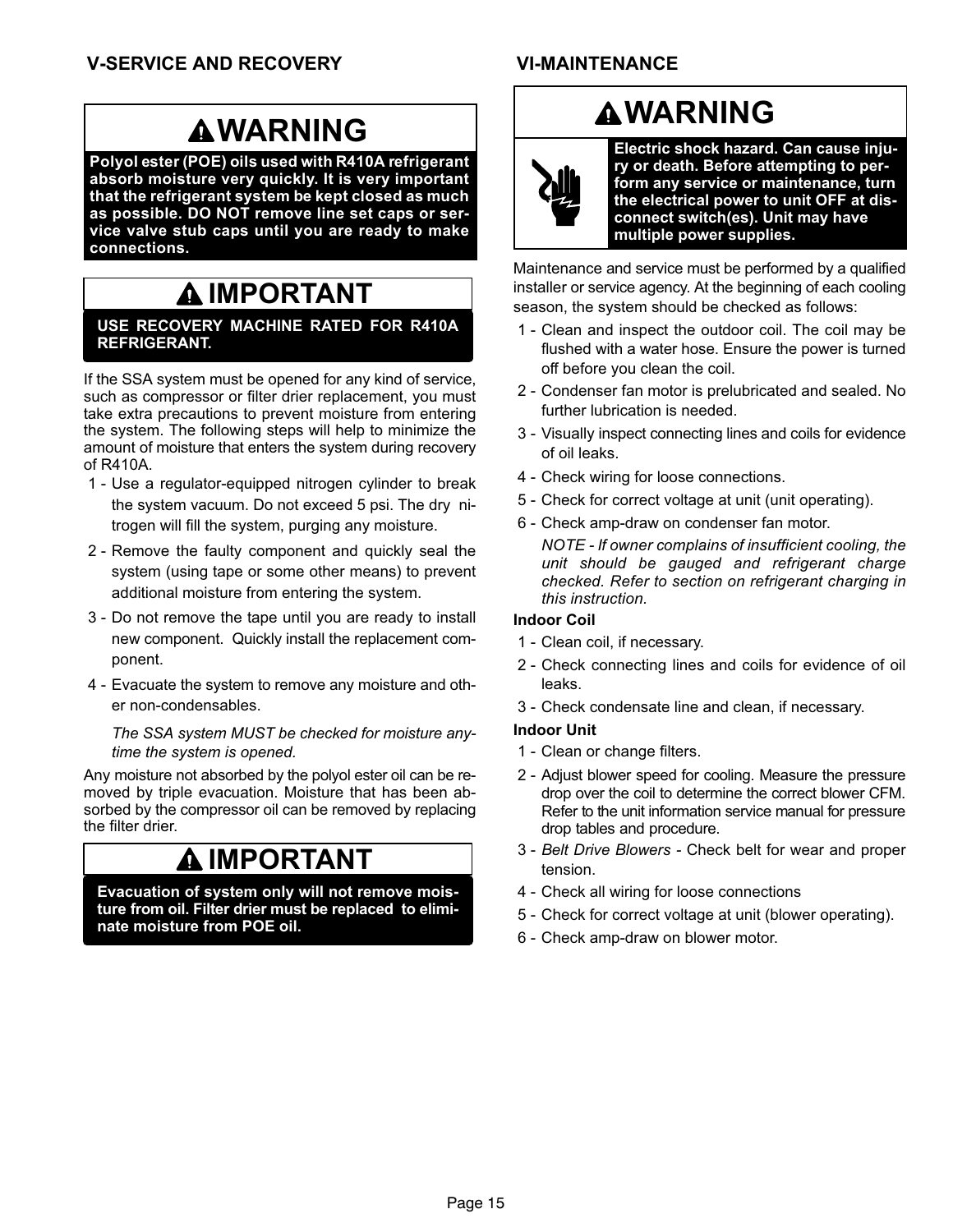## V-SERVICE AND RECOVERY

**WARNING**

**Polyol ester (POE) oils used with R410A refrigerant absorb moisture very quickly. It is very important that the refrigerant system be kept closed as much as possible. DO NOT remove line set caps or service valve stub caps until you are ready to make connections.**

**IMPORTANT**

**USE RECOVERY MACHINE RATED FOR R410A REFRIGERANT.**

If the SSA system must be opened for any kind of service, such as compressor or filter drier replacement, you must take extra precautions to prevent moisture from entering the system. The following steps will help to minimize the amount of moisture that enters the system during recovery of R410A.

1 - Use a regulator-equipped nitrogen cylinder to break the system vacuum. Do not exceed 5 psi. The dry nitrogen will fill the system, purging any moisture.

2 - Remove the faulty component and quickly seal the system (using tape or some other means) to prevent additional moisture from entering the system.

3 - Do not remove the tape until you are ready to install new component. Quickly install the replacement component.

4 - Evacuate the system to remove any moisture and other non-condensables.

*The SSA system MUST be checked for moisture anytime the system is opened.*

Any moisture not absorbed by the polyol ester oil can be removed by triple evacuation. Moisture that has been absorbed by the compressor oil can be removed by replacing the filter drier.

**IMPORTANT**

**Evacuation of system only will not remove moisture from oil. Filter drier must be replaced to eliminate moisture from POE oil.**

## VI-MAINTENANCE

**WARNING**

**Electric shock hazard. Can cause injury or death. Before attempting to perform any service or maintenance, turn the electrical power to unit OFF at disconnect switch(es). Unit may have multiple power supplies.**

Maintenance and service must be performed by a qualified installer or service agency. At the beginning of each cooling season, the system should be checked as follows:

1 - Clean and inspect the outdoor coil. The coil may be flushed with a water hose. Ensure the power is turned off before you clean the coil.

2 - Condenser fan motor is prelubricated and sealed. No further lubrication is needed.

3 - Visually inspect connecting lines and coils for evidence of oil leaks.

4 - Check wiring for loose connections.

5 - Check for correct voltage at unit (unit operating).

6 - Check amp-draw on condenser fan motor.

*NOTE - If owner complains of insufficient cooling, the unit should be gauged and refrigerant charge checked. Refer to section on refrigerant charging in this instruction.*

**Indoor Coil**

1 - Clean coil, if necessary.

2 - Check connecting lines and coils for evidence of oil leaks.

3 - Check condensate line and clean, if necessary.

**Indoor Unit**

1 - Clean or change filters.

2 - Adjust blower speed for cooling. Measure the pressure drop over the coil to determine the correct blower CFM. Refer to the unit information service manual for pressure drop tables and procedure.

3 - *Belt Drive Blowers* - Check belt for wear and proper tension.

4 - Check all wiring for loose connections

5 - Check for correct voltage at unit (blower operating).

6 - Check amp-draw on blower motor.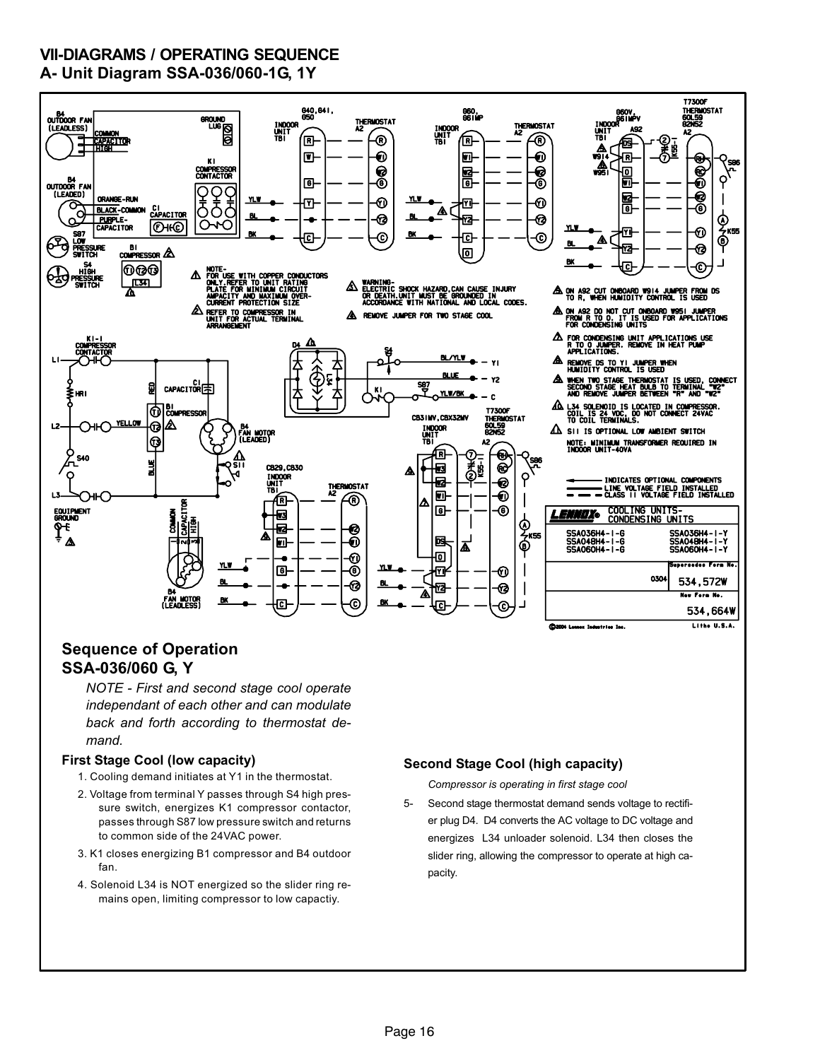## VII-DIAGRAMS / OPERATING SEQUENCE

### A- Unit Diagram SSA-036/060-1G, 1Y

## Sequence of Operation SSA-036/060 G, Y

*NOTE - First and second stage cool operate independant of each other and can modulate back and forth according to thermostat demand.*

### First Stage Cool (low capacity)

1. Cooling demand initiates at Y1 in the thermostat.
2. Voltage from terminal Y passes through S4 high pressure switch, energizes K1 compressor contactor, passes through S87 low pressure switch and returns to common side of the 24VAC power.
3. K1 closes energizing B1 compressor and B4 outdoor fan.
4. Solenoid L34 is NOT energized so the slider ring remains open, limiting compressor to low capactiy.

### Second Stage Cool (high capacity)

*Compressor is operating in first stage cool*

5- Second stage thermostat demand sends voltage to rectifier plug D4. D4 converts the AC voltage to DC voltage and energizes L34 unloader solenoid. L34 then closes the slider ring, allowing the compressor to operate at high capacity.